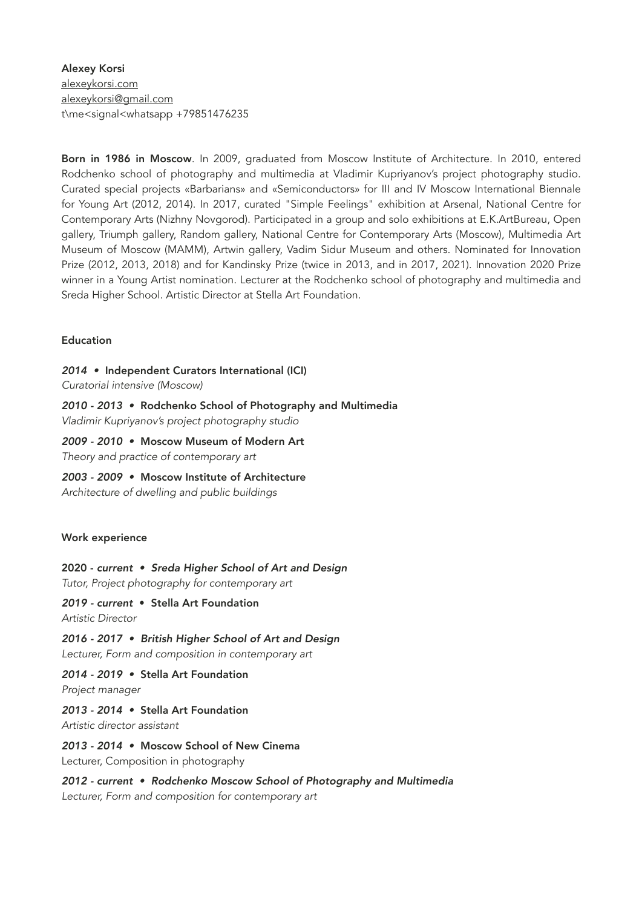**Alexey Korsi**
alexeykorsi.com
alexeykorsi@gmail.com
t\me<signal<whatsapp +79851476235

**Born in 1986 in Moscow**. In 2009, graduated from Moscow Institute of Architecture. In 2010, entered Rodchenko school of photography and multimedia at Vladimir Kupriyanov's project photography studio. Curated special projects «Barbarians» and «Semiconductors» for III and IV Moscow International Biennale for Young Art (2012, 2014). In 2017, curated "Simple Feelings" exhibition at Arsenal, National Centre for Contemporary Arts (Nizhny Novgorod). Participated in a group and solo exhibitions at E.K.ArtBureau, Open gallery, Triumph gallery, Random gallery, National Centre for Contemporary Arts (Moscow), Multimedia Art Museum of Moscow (MAMM), Artwin gallery, Vadim Sidur Museum and others. Nominated for Innovation Prize (2012, 2013, 2018) and for Kandinsky Prize (twice in 2013, and in 2017, 2021). Innovation 2020 Prize winner in a Young Artist nomination. Lecturer at the Rodchenko school of photography and multimedia and Sreda Higher School. Artistic Director at Stella Art Foundation.

## Education

***2014*** **• Independent Curators International (ICI)**
*Curatorial intensive (Moscow)*

***2010 - 2013*** **• Rodchenko School of Photography and Multimedia**
*Vladimir Kupriyanov's project photography studio*

***2009 - 2010*** **• Moscow Museum of Modern Art**
*Theory and practice of contemporary art*

***2003 - 2009*** **• Moscow Institute of Architecture**
*Architecture of dwelling and public buildings*

## Work experience

**2020 -** ***current • Sreda Higher School of Art and Design***
*Tutor, Project photography for contemporary art*

***2019 - current*** **• Stella Art Foundation**
*Artistic Director*

***2016 - 2017 • British Higher School of Art and Design***
*Lecturer, Form and composition in contemporary art*

***2014 - 2019*** **• Stella Art Foundation**
*Project manager*

***2013 - 2014*** **• Stella Art Foundation**
*Artistic director assistant*

***2013 - 2014*** **• Moscow School of New Cinema**
Lecturer, Composition in photography

***2012 - current • Rodchenko Moscow School of Photography and Multimedia***
*Lecturer, Form and composition for contemporary art*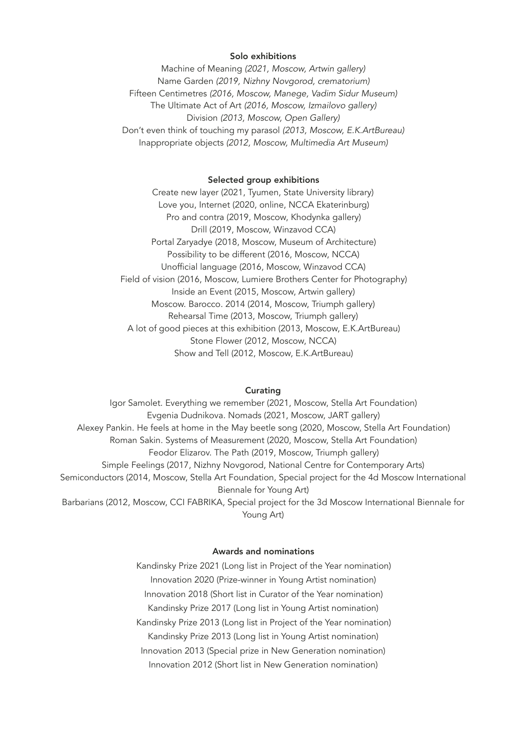## Solo exhibitions

Machine of Meaning *(2021, Moscow, Artwin gallery)*
Name Garden *(2019, Nizhny Novgorod, crematorium)*
Fifteen Centimetres *(2016, Moscow, Manege, Vadim Sidur Museum)*
The Ultimate Act of Art *(2016, Moscow, Izmailovo gallery)*
Division *(2013, Moscow, Open Gallery)*
Don't even think of touching my parasol *(2013, Moscow, E.K.ArtBureau)*
Inappropriate objects *(2012, Moscow, Multimedia Art Museum)*

## Selected group exhibitions

Create new layer (2021, Tyumen, State University library)
Love you, Internet (2020, online, NCCA Ekaterinburg)
Pro and contra (2019, Moscow, Khodynka gallery)
Drill (2019, Moscow, Winzavod CCA)
Portal Zaryadye (2018, Moscow, Museum of Architecture)
Possibility to be different (2016, Moscow, NCCA)
Unofficial language (2016, Moscow, Winzavod CCA)
Field of vision (2016, Moscow, Lumiere Brothers Center for Photography)
Inside an Event (2015, Moscow, Artwin gallery)
Moscow. Barocco. 2014 (2014, Moscow, Triumph gallery)
Rehearsal Time (2013, Moscow, Triumph gallery)
A lot of good pieces at this exhibition (2013, Moscow, E.K.ArtBureau)
Stone Flower (2012, Moscow, NCCA)
Show and Tell (2012, Moscow, E.K.ArtBureau)

## Curating

Igor Samolet. Everything we remember (2021, Moscow, Stella Art Foundation)
Evgenia Dudnikova. Nomads (2021, Moscow, JART gallery)
Alexey Pankin. He feels at home in the May beetle song (2020, Moscow, Stella Art Foundation)
Roman Sakin. Systems of Measurement (2020, Moscow, Stella Art Foundation)
Feodor Elizarov. The Path (2019, Moscow, Triumph gallery)
Simple Feelings (2017, Nizhny Novgorod, National Centre for Contemporary Arts)
Semiconductors (2014, Moscow, Stella Art Foundation, Special project for the 4d Moscow International Biennale for Young Art)
Barbarians (2012, Moscow, CCI FABRIKA, Special project for the 3d Moscow International Biennale for Young Art)

## Awards and nominations

Kandinsky Prize 2021 (Long list in Project of the Year nomination)
Innovation 2020 (Prize-winner in Young Artist nomination)
Innovation 2018 (Short list in Curator of the Year nomination)
Kandinsky Prize 2017 (Long list in Young Artist nomination)
Kandinsky Prize 2013 (Long list in Project of the Year nomination)
Kandinsky Prize 2013 (Long list in Young Artist nomination)
Innovation 2013 (Special prize in New Generation nomination)
Innovation 2012 (Short list in New Generation nomination)